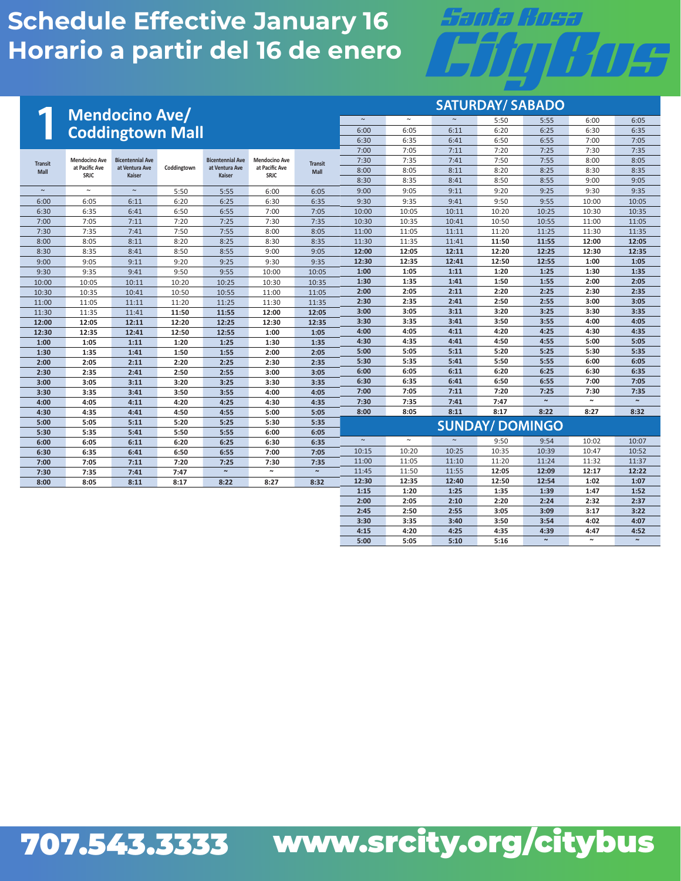# Schedule Effective January 16
# Horario a partir del 16 de enero

Santa Rosa CityBus

## 1 Mendocino Ave/ Coddingtown Mall

| Transit Mall | Mendocino Ave at Pacific Ave SRJC | Bicentennial Ave at Ventura Ave Kaiser | Coddingtown | Bicentennial Ave at Ventura Ave Kaiser | Mendocino Ave at Pacific Ave SRJC | Transit Mall |
|---|---|---|---|---|---|---|
| ~ | ~ | ~ | 5:50 | 5:55 | 6:00 | 6:05 |
| 6:00 | 6:05 | 6:11 | 6:20 | 6:25 | 6:30 | 6:35 |
| 6:30 | 6:35 | 6:41 | 6:50 | 6:55 | 7:00 | 7:05 |
| 7:00 | 7:05 | 7:11 | 7:20 | 7:25 | 7:30 | 7:35 |
| 7:30 | 7:35 | 7:41 | 7:50 | 7:55 | 8:00 | 8:05 |
| 8:00 | 8:05 | 8:11 | 8:20 | 8:25 | 8:30 | 8:35 |
| 8:30 | 8:35 | 8:41 | 8:50 | 8:55 | 9:00 | 9:05 |
| 9:00 | 9:05 | 9:11 | 9:20 | 9:25 | 9:30 | 9:35 |
| 9:30 | 9:35 | 9:41 | 9:50 | 9:55 | 10:00 | 10:05 |
| 10:00 | 10:05 | 10:11 | 10:20 | 10:25 | 10:30 | 10:35 |
| 10:30 | 10:35 | 10:41 | 10:50 | 10:55 | 11:00 | 11:05 |
| 11:00 | 11:05 | 11:11 | 11:20 | 11:25 | 11:30 | 11:35 |
| 11:30 | 11:35 | 11:41 | **11:50** | **11:55** | **12:00** | **12:05** |
| **12:00** | **12:05** | **12:11** | **12:20** | **12:25** | **12:30** | **12:35** |
| **12:30** | **12:35** | **12:41** | **12:50** | **12:55** | **1:00** | **1:05** |
| **1:00** | **1:05** | **1:11** | **1:20** | **1:25** | **1:30** | **1:35** |
| **1:30** | **1:35** | **1:41** | **1:50** | **1:55** | **2:00** | **2:05** |
| **2:00** | **2:05** | **2:11** | **2:20** | **2:25** | **2:30** | **2:35** |
| **2:30** | **2:35** | **2:41** | **2:50** | **2:55** | **3:00** | **3:05** |
| **3:00** | **3:05** | **3:11** | **3:20** | **3:25** | **3:30** | **3:35** |
| **3:30** | **3:35** | **3:41** | **3:50** | **3:55** | **4:00** | **4:05** |
| **4:00** | **4:05** | **4:11** | **4:20** | **4:25** | **4:30** | **4:35** |
| **4:30** | **4:35** | **4:41** | **4:50** | **4:55** | **5:00** | **5:05** |
| **5:00** | **5:05** | **5:11** | **5:20** | **5:25** | **5:30** | **5:35** |
| **5:30** | **5:35** | **5:41** | **5:50** | **5:55** | **6:00** | **6:05** |
| **6:00** | **6:05** | **6:11** | **6:20** | **6:25** | **6:30** | **6:35** |
| **6:30** | **6:35** | **6:41** | **6:50** | **6:55** | **7:00** | **7:05** |
| **7:00** | **7:05** | **7:11** | **7:20** | **7:25** | **7:30** | **7:35** |
| **7:30** | **7:35** | **7:41** | **7:47** | **~** | **~** | **~** |
| **8:00** | **8:05** | **8:11** | **8:17** | **8:22** | **8:27** | **8:32** |

### SATURDAY/ SABADO

| Transit Mall | Mendocino Ave at Pacific Ave SRJC | Bicentennial Ave at Ventura Ave Kaiser | Coddingtown | Bicentennial Ave at Ventura Ave Kaiser | Mendocino Ave at Pacific Ave SRJC | Transit Mall |
|---|---|---|---|---|---|---|
| ~ | ~ | ~ | 5:50 | 5:55 | 6:00 | 6:05 |
| 6:00 | 6:05 | 6:11 | 6:20 | 6:25 | 6:30 | 6:35 |
| 6:30 | 6:35 | 6:41 | 6:50 | 6:55 | 7:00 | 7:05 |
| 7:00 | 7:05 | 7:11 | 7:20 | 7:25 | 7:30 | 7:35 |
| 7:30 | 7:35 | 7:41 | 7:50 | 7:55 | 8:00 | 8:05 |
| 8:00 | 8:05 | 8:11 | 8:20 | 8:25 | 8:30 | 8:35 |
| 8:30 | 8:35 | 8:41 | 8:50 | 8:55 | 9:00 | 9:05 |
| 9:00 | 9:05 | 9:11 | 9:20 | 9:25 | 9:30 | 9:35 |
| 9:30 | 9:35 | 9:41 | 9:50 | 9:55 | 10:00 | 10:05 |
| 10:00 | 10:05 | 10:11 | 10:20 | 10:25 | 10:30 | 10:35 |
| 10:30 | 10:35 | 10:41 | 10:50 | 10:55 | 11:00 | 11:05 |
| 11:00 | 11:05 | 11:11 | 11:20 | 11:25 | 11:30 | 11:35 |
| 11:30 | 11:35 | 11:41 | **11:50** | **11:55** | **12:00** | **12:05** |
| **12:00** | **12:05** | **12:11** | **12:20** | **12:25** | **12:30** | **12:35** |
| **12:30** | **12:35** | **12:41** | **12:50** | **12:55** | **1:00** | **1:05** |
| **1:00** | **1:05** | **1:11** | **1:20** | **1:25** | **1:30** | **1:35** |
| **1:30** | **1:35** | **1:41** | **1:50** | **1:55** | **2:00** | **2:05** |
| **2:00** | **2:05** | **2:11** | **2:20** | **2:25** | **2:30** | **2:35** |
| **2:30** | **2:35** | **2:41** | **2:50** | **2:55** | **3:00** | **3:05** |
| **3:00** | **3:05** | **3:11** | **3:20** | **3:25** | **3:30** | **3:35** |
| **3:30** | **3:35** | **3:41** | **3:50** | **3:55** | **4:00** | **4:05** |
| **4:00** | **4:05** | **4:11** | **4:20** | **4:25** | **4:30** | **4:35** |
| **4:30** | **4:35** | **4:41** | **4:50** | **4:55** | **5:00** | **5:05** |
| **5:00** | **5:05** | **5:11** | **5:20** | **5:25** | **5:30** | **5:35** |
| **5:30** | **5:35** | **5:41** | **5:50** | **5:55** | **6:00** | **6:05** |
| **6:00** | **6:05** | **6:11** | **6:20** | **6:25** | **6:30** | **6:35** |
| **6:30** | **6:35** | **6:41** | **6:50** | **6:55** | **7:00** | **7:05** |
| **7:00** | **7:05** | **7:11** | **7:20** | **7:25** | **7:30** | **7:35** |
| **7:30** | **7:35** | **7:41** | **7:47** | **~** | **~** | **~** |
| **8:00** | **8:05** | **8:11** | **8:17** | **8:22** | **8:27** | **8:32** |

### SUNDAY/ DOMINGO

| Transit Mall | Mendocino Ave at Pacific Ave SRJC | Bicentennial Ave at Ventura Ave Kaiser | Coddingtown | Bicentennial Ave at Ventura Ave Kaiser | Mendocino Ave at Pacific Ave SRJC | Transit Mall |
|---|---|---|---|---|---|---|
| ~ | ~ | ~ | 9:50 | 9:54 | 10:02 | 10:07 |
| 10:15 | 10:20 | 10:25 | 10:35 | 10:39 | 10:47 | 10:52 |
| 11:00 | 11:05 | 11:10 | 11:20 | 11:24 | 11:32 | 11:37 |
| 11:45 | 11:50 | 11:55 | **12:05** | **12:09** | **12:17** | **12:22** |
| **12:30** | **12:35** | **12:40** | **12:50** | **12:54** | **1:02** | **1:07** |
| **1:15** | **1:20** | **1:25** | **1:35** | **1:39** | **1:47** | **1:52** |
| **2:00** | **2:05** | **2:10** | **2:20** | **2:24** | **2:32** | **2:37** |
| **2:45** | **2:50** | **2:55** | **3:05** | **3:09** | **3:17** | **3:22** |
| **3:30** | **3:35** | **3:40** | **3:50** | **3:54** | **4:02** | **4:07** |
| **4:15** | **4:20** | **4:25** | **4:35** | **4:39** | **4:47** | **4:52** |
| **5:00** | **5:05** | **5:10** | **5:16** | **~** | **~** | **~** |

707.543.3333 www.srcity.org/citybus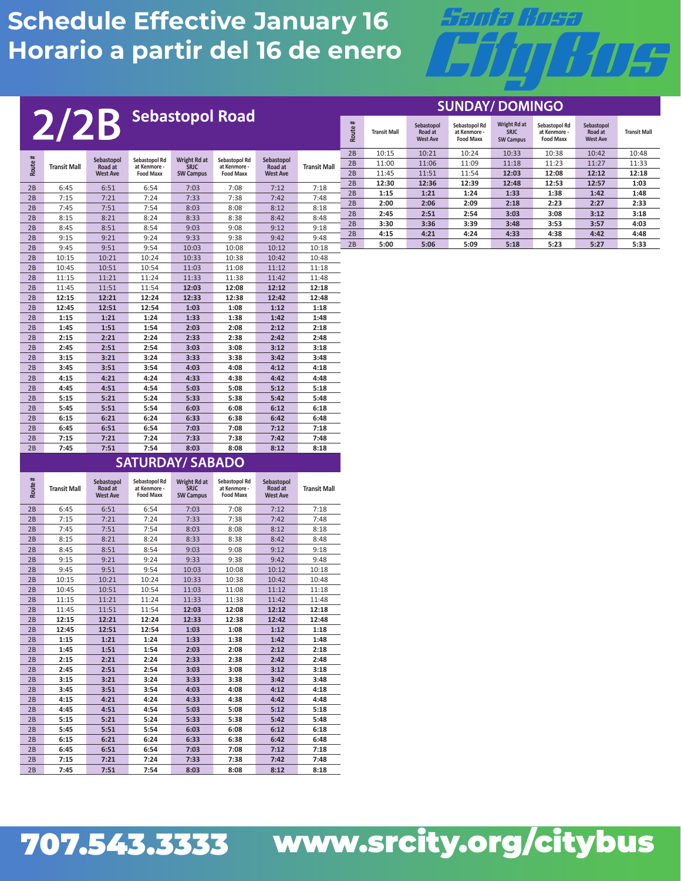# Schedule Effective January 16
# Horario a partir del 16 de enero

Santa Rosa CityBus

## 2/2B Sebastopol Road

| Route # | Transit Mall | Sebastopol Road at West Ave | Sebastopol Rd at Kenmore - Food Maxx | Wright Rd at SRJC SW Campus | Sebastopol Rd at Kenmore - Food Maxx | Sebastopol Road at West Ave | Transit Mall |
|---|---|---|---|---|---|---|---|
| 2B | 6:45 | 6:51 | 6:54 | 7:03 | 7:08 | 7:12 | 7:18 |
| 2B | 7:15 | 7:21 | 7:24 | 7:33 | 7:38 | 7:42 | 7:48 |
| 2B | 7:45 | 7:51 | 7:54 | 8:03 | 8:08 | 8:12 | 8:18 |
| 2B | 8:15 | 8:21 | 8:24 | 8:33 | 8:38 | 8:42 | 8:48 |
| 2B | 8:45 | 8:51 | 8:54 | 9:03 | 9:08 | 9:12 | 9:18 |
| 2B | 9:15 | 9:21 | 9:24 | 9:33 | 9:38 | 9:42 | 9:48 |
| 2B | 9:45 | 9:51 | 9:54 | 10:03 | 10:08 | 10:12 | 10:18 |
| 2B | 10:15 | 10:21 | 10:24 | 10:33 | 10:38 | 10:42 | 10:48 |
| 2B | 10:45 | 10:51 | 10:54 | 11:03 | 11:08 | 11:12 | 11:18 |
| 2B | 11:15 | 11:21 | 11:24 | 11:33 | 11:38 | 11:42 | 11:48 |
| 2B | 11:45 | 11:51 | 11:54 | **12:03** | **12:08** | **12:12** | **12:18** |
| 2B | **12:15** | **12:21** | **12:24** | **12:33** | **12:38** | **12:42** | **12:48** |
| 2B | **12:45** | **12:51** | **12:54** | **1:03** | **1:08** | **1:12** | **1:18** |
| 2B | **1:15** | **1:21** | **1:24** | **1:33** | **1:38** | **1:42** | **1:48** |
| 2B | **1:45** | **1:51** | **1:54** | **2:03** | **2:08** | **2:12** | **2:18** |
| 2B | **2:15** | **2:21** | **2:24** | **2:33** | **2:38** | **2:42** | **2:48** |
| 2B | **2:45** | **2:51** | **2:54** | **3:03** | **3:08** | **3:12** | **3:18** |
| 2B | **3:15** | **3:21** | **3:24** | **3:33** | **3:38** | **3:42** | **3:48** |
| 2B | **3:45** | **3:51** | **3:54** | **4:03** | **4:08** | **4:12** | **4:18** |
| 2B | **4:15** | **4:21** | **4:24** | **4:33** | **4:38** | **4:42** | **4:48** |
| 2B | **4:45** | **4:51** | **4:54** | **5:03** | **5:08** | **5:12** | **5:18** |
| 2B | **5:15** | **5:21** | **5:24** | **5:33** | **5:38** | **5:42** | **5:48** |
| 2B | **5:45** | **5:51** | **5:54** | **6:03** | **6:08** | **6:12** | **6:18** |
| 2B | **6:15** | **6:21** | **6:24** | **6:33** | **6:38** | **6:42** | **6:48** |
| 2B | **6:45** | **6:51** | **6:54** | **7:03** | **7:08** | **7:12** | **7:18** |
| 2B | **7:15** | **7:21** | **7:24** | **7:33** | **7:38** | **7:42** | **7:48** |
| 2B | **7:45** | **7:51** | **7:54** | **8:03** | **8:08** | **8:12** | **8:18** |

## SATURDAY/ SABADO

| Route # | Transit Mall | Sebastopol Road at West Ave | Sebastopol Rd at Kenmore - Food Maxx | Wright Rd at SRJC SW Campus | Sebastopol Rd at Kenmore - Food Maxx | Sebastopol Road at West Ave | Transit Mall |
|---|---|---|---|---|---|---|---|
| 2B | 6:45 | 6:51 | 6:54 | 7:03 | 7:08 | 7:12 | 7:18 |
| 2B | 7:15 | 7:21 | 7:24 | 7:33 | 7:38 | 7:42 | 7:48 |
| 2B | 7:45 | 7:51 | 7:54 | 8:03 | 8:08 | 8:12 | 8:18 |
| 2B | 8:15 | 8:21 | 8:24 | 8:33 | 8:38 | 8:42 | 8:48 |
| 2B | 8:45 | 8:51 | 8:54 | 9:03 | 9:08 | 9:12 | 9:18 |
| 2B | 9:15 | 9:21 | 9:24 | 9:33 | 9:38 | 9:42 | 9:48 |
| 2B | 9:45 | 9:51 | 9:54 | 10:03 | 10:08 | 10:12 | 10:18 |
| 2B | 10:15 | 10:21 | 10:24 | 10:33 | 10:38 | 10:42 | 10:48 |
| 2B | 10:45 | 10:51 | 10:54 | 11:03 | 11:08 | 11:12 | 11:18 |
| 2B | 11:15 | 11:21 | 11:24 | 11:33 | 11:38 | 11:42 | 11:48 |
| 2B | 11:45 | 11:51 | 11:54 | **12:03** | **12:08** | **12:12** | **12:18** |
| 2B | **12:15** | **12:21** | **12:24** | **12:33** | **12:38** | **12:42** | **12:48** |
| 2B | **12:45** | **12:51** | **12:54** | **1:03** | **1:08** | **1:12** | **1:18** |
| 2B | **1:15** | **1:21** | **1:24** | **1:33** | **1:38** | **1:42** | **1:48** |
| 2B | **1:45** | **1:51** | **1:54** | **2:03** | **2:08** | **2:12** | **2:18** |
| 2B | **2:15** | **2:21** | **2:24** | **2:33** | **2:38** | **2:42** | **2:48** |
| 2B | **2:45** | **2:51** | **2:54** | **3:03** | **3:08** | **3:12** | **3:18** |
| 2B | **3:15** | **3:21** | **3:24** | **3:33** | **3:38** | **3:42** | **3:48** |
| 2B | **3:45** | **3:51** | **3:54** | **4:03** | **4:08** | **4:12** | **4:18** |
| 2B | **4:15** | **4:21** | **4:24** | **4:33** | **4:38** | **4:42** | **4:48** |
| 2B | **4:45** | **4:51** | **4:54** | **5:03** | **5:08** | **5:12** | **5:18** |
| 2B | **5:15** | **5:21** | **5:24** | **5:33** | **5:38** | **5:42** | **5:48** |
| 2B | **5:45** | **5:51** | **5:54** | **6:03** | **6:08** | **6:12** | **6:18** |
| 2B | **6:15** | **6:21** | **6:24** | **6:33** | **6:38** | **6:42** | **6:48** |
| 2B | **6:45** | **6:51** | **6:54** | **7:03** | **7:08** | **7:12** | **7:18** |
| 2B | **7:15** | **7:21** | **7:24** | **7:33** | **7:38** | **7:42** | **7:48** |
| 2B | **7:45** | **7:51** | **7:54** | **8:03** | **8:08** | **8:12** | **8:18** |

## SUNDAY/ DOMINGO

| Route # | Transit Mall | Sebastopol Road at West Ave | Sebastopol Rd at Kenmore - Food Maxx | Wright Rd at SRJC SW Campus | Sebastopol Rd at Kenmore - Food Maxx | Sebastopol Road at West Ave | Transit Mall |
|---|---|---|---|---|---|---|---|
| 2B | 10:15 | 10:21 | 10:24 | 10:33 | 10:38 | 10:42 | 10:48 |
| 2B | 11:00 | 11:06 | 11:09 | 11:18 | 11:23 | 11:27 | 11:33 |
| 2B | 11:45 | 11:51 | 11:54 | **12:03** | **12:08** | **12:12** | **12:18** |
| 2B | **12:30** | **12:36** | **12:39** | **12:48** | **12:53** | **12:57** | **1:03** |
| 2B | **1:15** | **1:21** | **1:24** | **1:33** | **1:38** | **1:42** | **1:48** |
| 2B | **2:00** | **2:06** | **2:09** | **2:18** | **2:23** | **2:27** | **2:33** |
| 2B | **2:45** | **2:51** | **2:54** | **3:03** | **3:08** | **3:12** | **3:18** |
| 2B | **3:30** | **3:36** | **3:39** | **3:48** | **3:53** | **3:57** | **4:03** |
| 2B | **4:15** | **4:21** | **4:24** | **4:33** | **4:38** | **4:42** | **4:48** |
| 2B | **5:00** | **5:06** | **5:09** | **5:18** | **5:23** | **5:27** | **5:33** |

**707.543.3333 www.srcity.org/citybus**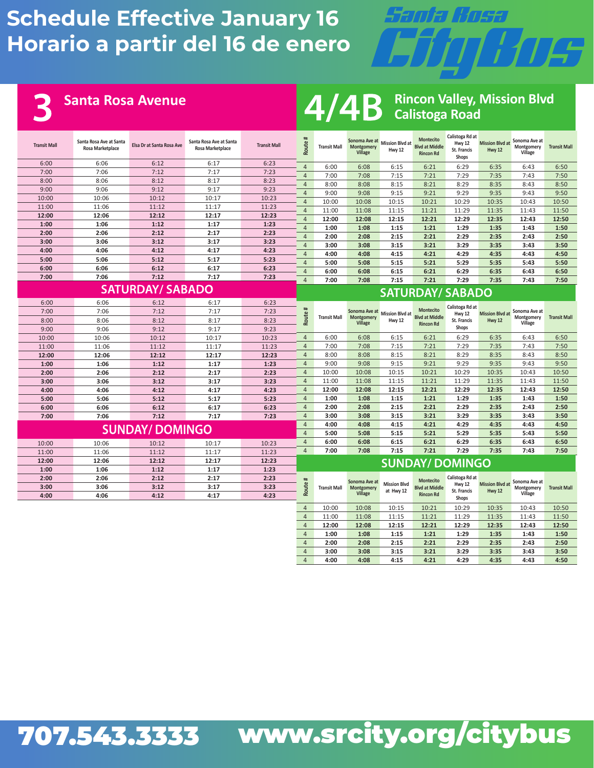# Schedule Effective January 16
# Horario a partir del 16 de enero

Santa Rosa CityBus

## 3 Santa Rosa Avenue

| Transit Mall | Santa Rosa Ave at Santa Rosa Marketplace | Elsa Dr at Santa Rosa Ave | Santa Rosa Ave at Santa Rosa Marketplace | Transit Mall |
|---|---|---|---|---|
| 6:00 | 6:06 | 6:12 | 6:17 | 6:23 |
| 7:00 | 7:06 | 7:12 | 7:17 | 7:23 |
| 8:00 | 8:06 | 8:12 | 8:17 | 8:23 |
| 9:00 | 9:06 | 9:12 | 9:17 | 9:23 |
| 10:00 | 10:06 | 10:12 | 10:17 | 10:23 |
| 11:00 | 11:06 | 11:12 | 11:17 | 11:23 |
| **12:00** | **12:06** | **12:12** | **12:17** | **12:23** |
| **1:00** | **1:06** | **1:12** | **1:17** | **1:23** |
| **2:00** | **2:06** | **2:12** | **2:17** | **2:23** |
| **3:00** | **3:06** | **3:12** | **3:17** | **3:23** |
| **4:00** | **4:06** | **4:12** | **4:17** | **4:23** |
| **5:00** | **5:06** | **5:12** | **5:17** | **5:23** |
| **6:00** | **6:06** | **6:12** | **6:17** | **6:23** |
| **7:00** | **7:06** | **7:12** | **7:17** | **7:23** |

### SATURDAY/ SABADO

| Transit Mall | Santa Rosa Ave at Santa Rosa Marketplace | Elsa Dr at Santa Rosa Ave | Santa Rosa Ave at Santa Rosa Marketplace | Transit Mall |
|---|---|---|---|---|
| 6:00 | 6:06 | 6:12 | 6:17 | 6:23 |
| 7:00 | 7:06 | 7:12 | 7:17 | 7:23 |
| 8:00 | 8:06 | 8:12 | 8:17 | 8:23 |
| 9:00 | 9:06 | 9:12 | 9:17 | 9:23 |
| 10:00 | 10:06 | 10:12 | 10:17 | 10:23 |
| 11:00 | 11:06 | 11:12 | 11:17 | 11:23 |
| **12:00** | **12:06** | **12:12** | **12:17** | **12:23** |
| **1:00** | **1:06** | **1:12** | **1:17** | **1:23** |
| **2:00** | **2:06** | **2:12** | **2:17** | **2:23** |
| **3:00** | **3:06** | **3:12** | **3:17** | **3:23** |
| **4:00** | **4:06** | **4:12** | **4:17** | **4:23** |
| **5:00** | **5:06** | **5:12** | **5:17** | **5:23** |
| **6:00** | **6:06** | **6:12** | **6:17** | **6:23** |
| **7:00** | **7:06** | **7:12** | **7:17** | **7:23** |

### SUNDAY/ DOMINGO

| Transit Mall | Santa Rosa Ave at Santa Rosa Marketplace | Elsa Dr at Santa Rosa Ave | Santa Rosa Ave at Santa Rosa Marketplace | Transit Mall |
|---|---|---|---|---|
| 10:00 | 10:06 | 10:12 | 10:17 | 10:23 |
| 11:00 | 11:06 | 11:12 | 11:17 | 11:23 |
| **12:00** | **12:06** | **12:12** | **12:17** | **12:23** |
| **1:00** | **1:06** | **1:12** | **1:17** | **1:23** |
| **2:00** | **2:06** | **2:12** | **2:17** | **2:23** |
| **3:00** | **3:06** | **3:12** | **3:17** | **3:23** |
| **4:00** | **4:06** | **4:12** | **4:17** | **4:23** |

## 4/4B Rincon Valley, Mission Blvd Calistoga Road

| Route # | Transit Mall | Sonoma Ave at Montgomery Village | Mission Blvd at Hwy 12 | Montecito Blvd at Middle Rincon Rd | Calistoga Rd at Hwy 12 St. Francis Shops | Mission Blvd at Hwy 12 | Sonoma Ave at Montgomery Village | Transit Mall |
|---|---|---|---|---|---|---|---|---|
| 4 | 6:00 | 6:08 | 6:15 | 6:21 | 6:29 | 6:35 | 6:43 | 6:50 |
| 4 | 7:00 | 7:08 | 7:15 | 7:21 | 7:29 | 7:35 | 7:43 | 7:50 |
| 4 | 8:00 | 8:08 | 8:15 | 8:21 | 8:29 | 8:35 | 8:43 | 8:50 |
| 4 | 9:00 | 9:08 | 9:15 | 9:21 | 9:29 | 9:35 | 9:43 | 9:50 |
| 4 | 10:00 | 10:08 | 10:15 | 10:21 | 10:29 | 10:35 | 10:43 | 10:50 |
| 4 | 11:00 | 11:08 | 11:15 | 11:21 | 11:29 | 11:35 | 11:43 | 11:50 |
| 4 | **12:00** | **12:08** | **12:15** | **12:21** | **12:29** | **12:35** | **12:43** | **12:50** |
| 4 | **1:00** | **1:08** | **1:15** | **1:21** | **1:29** | **1:35** | **1:43** | **1:50** |
| 4 | **2:00** | **2:08** | **2:15** | **2:21** | **2:29** | **2:35** | **2:43** | **2:50** |
| 4 | **3:00** | **3:08** | **3:15** | **3:21** | **3:29** | **3:35** | **3:43** | **3:50** |
| 4 | **4:00** | **4:08** | **4:15** | **4:21** | **4:29** | **4:35** | **4:43** | **4:50** |
| 4 | **5:00** | **5:08** | **5:15** | **5:21** | **5:29** | **5:35** | **5:43** | **5:50** |
| 4 | **6:00** | **6:08** | **6:15** | **6:21** | **6:29** | **6:35** | **6:43** | **6:50** |
| 4 | **7:00** | **7:08** | **7:15** | **7:21** | **7:29** | **7:35** | **7:43** | **7:50** |

### SATURDAY/ SABADO

| Route # | Transit Mall | Sonoma Ave at Montgomery Village | Mission Blvd at Hwy 12 | Montecito Blvd at Middle Rincon Rd | Calistoga Rd at Hwy 12 St. Francis Shops | Mission Blvd at Hwy 12 | Sonoma Ave at Montgomery Village | Transit Mall |
|---|---|---|---|---|---|---|---|---|
| 4 | 6:00 | 6:08 | 6:15 | 6:21 | 6:29 | 6:35 | 6:43 | 6:50 |
| 4 | 7:00 | 7:08 | 7:15 | 7:21 | 7:29 | 7:35 | 7:43 | 7:50 |
| 4 | 8:00 | 8:08 | 8:15 | 8:21 | 8:29 | 8:35 | 8:43 | 8:50 |
| 4 | 9:00 | 9:08 | 9:15 | 9:21 | 9:29 | 9:35 | 9:43 | 9:50 |
| 4 | 10:00 | 10:08 | 10:15 | 10:21 | 10:29 | 10:35 | 10:43 | 10:50 |
| 4 | 11:00 | 11:08 | 11:15 | 11:21 | 11:29 | 11:35 | 11:43 | 11:50 |
| 4 | **12:00** | **12:08** | **12:15** | **12:21** | **12:29** | **12:35** | **12:43** | **12:50** |
| 4 | **1:00** | **1:08** | **1:15** | **1:21** | **1:29** | **1:35** | **1:43** | **1:50** |
| 4 | **2:00** | **2:08** | **2:15** | **2:21** | **2:29** | **2:35** | **2:43** | **2:50** |
| 4 | **3:00** | **3:08** | **3:15** | **3:21** | **3:29** | **3:35** | **3:43** | **3:50** |
| 4 | **4:00** | **4:08** | **4:15** | **4:21** | **4:29** | **4:35** | **4:43** | **4:50** |
| 4 | **5:00** | **5:08** | **5:15** | **5:21** | **5:29** | **5:35** | **5:43** | **5:50** |
| 4 | **6:00** | **6:08** | **6:15** | **6:21** | **6:29** | **6:35** | **6:43** | **6:50** |
| 4 | **7:00** | **7:08** | **7:15** | **7:21** | **7:29** | **7:35** | **7:43** | **7:50** |

### SUNDAY/ DOMINGO

| Route # | Transit Mall | Sonoma Ave at Montgomery Village | Mission Blvd at Hwy 12 | Montecito Blvd at Middle Rincon Rd | Calistoga Rd at Hwy 12 St. Francis Shops | Mission Blvd at Hwy 12 | Sonoma Ave at Montgomery Village | Transit Mall |
|---|---|---|---|---|---|---|---|---|
| 4 | 10:00 | 10:08 | 10:15 | 10:21 | 10:29 | 10:35 | 10:43 | 10:50 |
| 4 | 11:00 | 11:08 | 11:15 | 11:21 | 11:29 | 11:35 | 11:43 | 11:50 |
| 4 | **12:00** | **12:08** | **12:15** | **12:21** | **12:29** | **12:35** | **12:43** | **12:50** |
| 4 | **1:00** | **1:08** | **1:15** | **1:21** | **1:29** | **1:35** | **1:43** | **1:50** |
| 4 | **2:00** | **2:08** | **2:15** | **2:21** | **2:29** | **2:35** | **2:43** | **2:50** |
| 4 | **3:00** | **3:08** | **3:15** | **3:21** | **3:29** | **3:35** | **3:43** | **3:50** |
| 4 | **4:00** | **4:08** | **4:15** | **4:21** | **4:29** | **4:35** | **4:43** | **4:50** |

**707.543.3333** **www.srcity.org/citybus**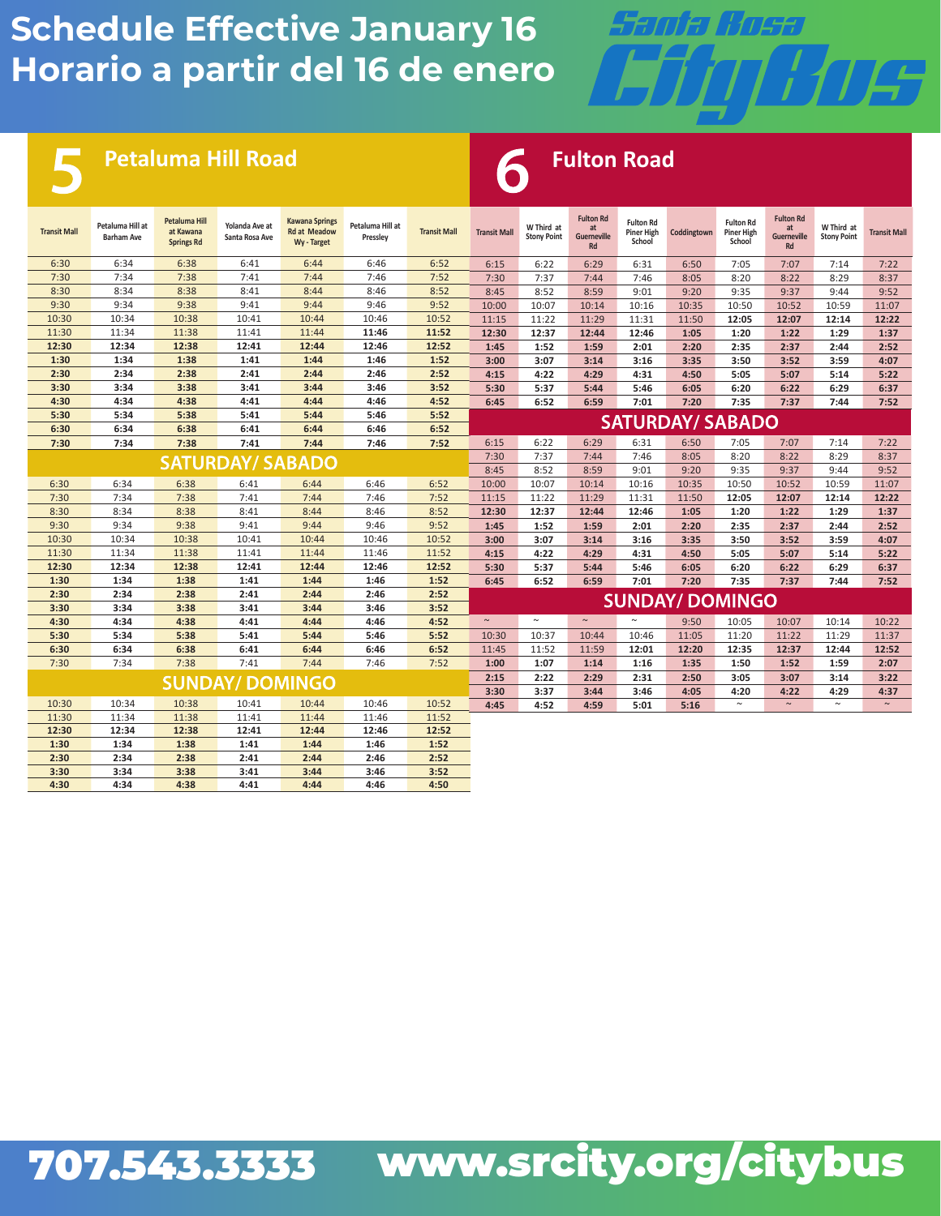# Schedule Effective January 16
# Horario a partir del 16 de enero

Santa Rosa CityBus

## 5 Petaluma Hill Road

| Transit Mall | Petaluma Hill at Barham Ave | Petaluma Hill at Kawana Springs Rd | Yolanda Ave at Santa Rosa Ave | Kawana Springs Rd at Meadow Wy - Target | Petaluma Hill at Pressley | Transit Mall |
|---|---|---|---|---|---|---|
| 6:30 | 6:34 | 6:38 | 6:41 | 6:44 | 6:46 | 6:52 |
| 7:30 | 7:34 | 7:38 | 7:41 | 7:44 | 7:46 | 7:52 |
| 8:30 | 8:34 | 8:38 | 8:41 | 8:44 | 8:46 | 8:52 |
| 9:30 | 9:34 | 9:38 | 9:41 | 9:44 | 9:46 | 9:52 |
| 10:30 | 10:34 | 10:38 | 10:41 | 10:44 | 10:46 | 10:52 |
| 11:30 | 11:34 | 11:38 | 11:41 | 11:44 | **11:46** | **11:52** |
| **12:30** | **12:34** | **12:38** | **12:41** | **12:44** | **12:46** | **12:52** |
| **1:30** | **1:34** | **1:38** | **1:41** | **1:44** | **1:46** | **1:52** |
| **2:30** | **2:34** | **2:38** | **2:41** | **2:44** | **2:46** | **2:52** |
| **3:30** | **3:34** | **3:38** | **3:41** | **3:44** | **3:46** | **3:52** |
| **4:30** | **4:34** | **4:38** | **4:41** | **4:44** | **4:46** | **4:52** |
| **5:30** | **5:34** | **5:38** | **5:41** | **5:44** | **5:46** | **5:52** |
| **6:30** | **6:34** | **6:38** | **6:41** | **6:44** | **6:46** | **6:52** |
| **7:30** | **7:34** | **7:38** | **7:41** | **7:44** | **7:46** | **7:52** |

### SATURDAY/ SABADO

| Transit Mall | Petaluma Hill at Barham Ave | Petaluma Hill at Kawana Springs Rd | Yolanda Ave at Santa Rosa Ave | Kawana Springs Rd at Meadow Wy - Target | Petaluma Hill at Pressley | Transit Mall |
|---|---|---|---|---|---|---|
| 6:30 | 6:34 | 6:38 | 6:41 | 6:44 | 6:46 | 6:52 |
| 7:30 | 7:34 | 7:38 | 7:41 | 7:44 | 7:46 | 7:52 |
| 8:30 | 8:34 | 8:38 | 8:41 | 8:44 | 8:46 | 8:52 |
| 9:30 | 9:34 | 9:38 | 9:41 | 9:44 | 9:46 | 9:52 |
| 10:30 | 10:34 | 10:38 | 10:41 | 10:44 | 10:46 | 10:52 |
| 11:30 | 11:34 | 11:38 | 11:41 | 11:44 | 11:46 | 11:52 |
| **12:30** | **12:34** | **12:38** | **12:41** | **12:44** | **12:46** | **12:52** |
| **1:30** | **1:34** | **1:38** | **1:41** | **1:44** | **1:46** | **1:52** |
| **2:30** | **2:34** | **2:38** | **2:41** | **2:44** | **2:46** | **2:52** |
| **3:30** | **3:34** | **3:38** | **3:41** | **3:44** | **3:46** | **3:52** |
| **4:30** | **4:34** | **4:38** | **4:41** | **4:44** | **4:46** | **4:52** |
| **5:30** | **5:34** | **5:38** | **5:41** | **5:44** | **5:46** | **5:52** |
| **6:30** | **6:34** | **6:38** | **6:41** | **6:44** | **6:46** | **6:52** |
| 7:30 | 7:34 | 7:38 | 7:41 | 7:44 | 7:46 | 7:52 |

### SUNDAY/ DOMINGO

| Transit Mall | Petaluma Hill at Barham Ave | Petaluma Hill at Kawana Springs Rd | Yolanda Ave at Santa Rosa Ave | Kawana Springs Rd at Meadow Wy - Target | Petaluma Hill at Pressley | Transit Mall |
|---|---|---|---|---|---|---|
| 10:30 | 10:34 | 10:38 | 10:41 | 10:44 | 10:46 | 10:52 |
| 11:30 | 11:34 | 11:38 | 11:41 | 11:44 | 11:46 | 11:52 |
| **12:30** | **12:34** | **12:38** | **12:41** | **12:44** | **12:46** | **12:52** |
| **1:30** | **1:34** | **1:38** | **1:41** | **1:44** | **1:46** | **1:52** |
| **2:30** | **2:34** | **2:38** | **2:41** | **2:44** | **2:46** | **2:52** |
| **3:30** | **3:34** | **3:38** | **3:41** | **3:44** | **3:46** | **3:52** |
| **4:30** | **4:34** | **4:38** | **4:41** | **4:44** | **4:46** | **4:50** |

## 6 Fulton Road

| Transit Mall | W Third at Stony Point | Fulton Rd at Guerneville Rd | Fulton Rd Piner High School | Coddingtown | Fulton Rd Piner High School | Fulton Rd at Guerneville Rd | W Third at Stony Point | Transit Mall |
|---|---|---|---|---|---|---|---|---|
| 6:15 | 6:22 | 6:29 | 6:31 | 6:50 | 7:05 | 7:07 | 7:14 | 7:22 |
| 7:30 | 7:37 | 7:44 | 7:46 | 8:05 | 8:20 | 8:22 | 8:29 | 8:37 |
| 8:45 | 8:52 | 8:59 | 9:01 | 9:20 | 9:35 | 9:37 | 9:44 | 9:52 |
| 10:00 | 10:07 | 10:14 | 10:16 | 10:35 | 10:50 | 10:52 | 10:59 | 11:07 |
| 11:15 | 11:22 | 11:29 | 11:31 | 11:50 | **12:05** | **12:07** | **12:14** | **12:22** |
| **12:30** | **12:37** | **12:44** | **12:46** | **1:05** | **1:20** | **1:22** | **1:29** | **1:37** |
| **1:45** | **1:52** | **1:59** | **2:01** | **2:20** | **2:35** | **2:37** | **2:44** | **2:52** |
| **3:00** | **3:07** | **3:14** | **3:16** | **3:35** | **3:50** | **3:52** | **3:59** | **4:07** |
| **4:15** | **4:22** | **4:29** | **4:31** | **4:50** | **5:05** | **5:07** | **5:14** | **5:22** |
| **5:30** | **5:37** | **5:44** | **5:46** | **6:05** | **6:20** | **6:29** | **6:29** | **6:37** |
| **6:45** | **6:52** | **6:59** | **7:01** | **7:20** | **7:35** | **7:37** | **7:44** | **7:52** |

### SATURDAY/ SABADO

| Transit Mall | W Third at Stony Point | Fulton Rd at Guerneville Rd | Fulton Rd Piner High School | Coddingtown | Fulton Rd Piner High School | Fulton Rd at Guerneville Rd | W Third at Stony Point | Transit Mall |
|---|---|---|---|---|---|---|---|---|
| 6:15 | 6:22 | 6:29 | 6:31 | 6:50 | 7:05 | 7:07 | 7:14 | 7:22 |
| 7:30 | 7:37 | 7:44 | 7:46 | 8:05 | 8:20 | 8:22 | 8:29 | 8:37 |
| 8:45 | 8:52 | 8:59 | 9:01 | 9:20 | 9:35 | 9:37 | 9:44 | 9:52 |
| 10:00 | 10:07 | 10:14 | 10:16 | 10:35 | 10:50 | 10:52 | 10:59 | 11:07 |
| 11:15 | 11:22 | 11:29 | 11:31 | 11:50 | **12:05** | **12:07** | **12:14** | **12:22** |
| **12:30** | **12:37** | **12:44** | **12:46** | **1:05** | **1:20** | **1:22** | **1:29** | **1:37** |
| **1:45** | **1:52** | **1:59** | **2:01** | **2:20** | **2:35** | **2:37** | **2:44** | **2:52** |
| **3:00** | **3:07** | **3:14** | **3:16** | **3:35** | **3:50** | **3:52** | **3:59** | **4:07** |
| **4:15** | **4:22** | **4:29** | **4:31** | **4:50** | **5:05** | **5:07** | **5:14** | **5:22** |
| **5:30** | **5:37** | **5:44** | **5:46** | **6:05** | **6:20** | **6:22** | **6:29** | **6:37** |
| **6:45** | **6:52** | **6:59** | **7:01** | **7:20** | **7:35** | **7:37** | **7:44** | **7:52** |

### SUNDAY/ DOMINGO

| Transit Mall | W Third at Stony Point | Fulton Rd at Guerneville Rd | Fulton Rd Piner High School | Coddingtown | Fulton Rd Piner High School | Fulton Rd at Guerneville Rd | W Third at Stony Point | Transit Mall |
|---|---|---|---|---|---|---|---|---|
| ~ | ~ | ~ | ~ | 9:50 | 10:05 | 10:07 | 10:14 | 10:22 |
| 10:30 | 10:37 | 10:44 | 10:46 | 11:05 | 11:20 | 11:22 | 11:29 | 11:37 |
| 11:45 | 11:52 | 11:59 | 12:01 | **12:20** | **12:35** | **12:37** | **12:44** | **12:52** |
| **1:00** | **1:07** | **1:14** | **1:16** | **1:35** | **1:50** | **1:52** | **1:59** | **2:07** |
| **2:15** | **2:22** | **2:29** | **2:31** | **2:50** | **3:05** | **3:07** | **3:14** | **3:22** |
| **3:30** | **3:37** | **3:44** | **3:46** | **4:05** | **4:20** | **4:22** | **4:29** | **4:37** |
| **4:45** | **4:52** | **4:59** | **5:01** | **5:16** | ~ | ~ | ~ | ~ |

**707.543.3333** **www.srcity.org/citybus**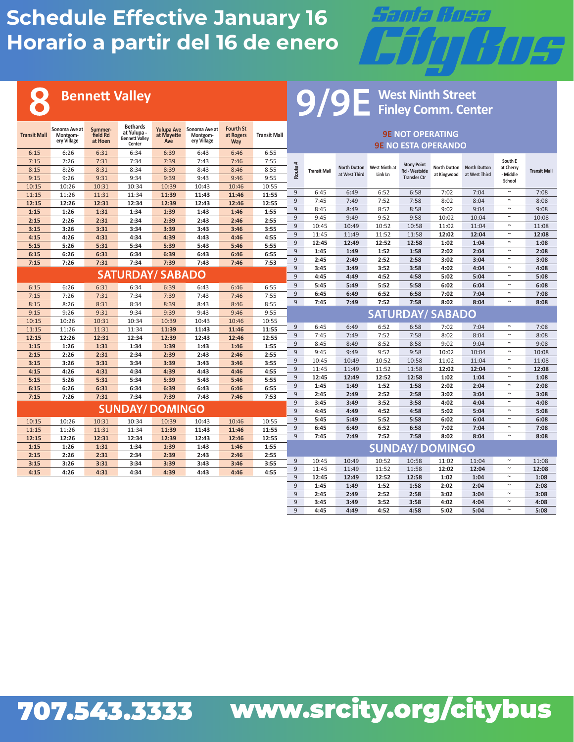# Schedule Effective January 16
# Horario a partir del 16 de enero

Santa Rosa CityBus

## 8 Bennett Valley

| Transit Mall | Sonoma Ave at Montgomery Village | Summerfield Rd at Hoen | Bethards at Yulupa - Bennett Valley Center | Yulupa Ave at Mayette Ave | Sonoma Ave at Montgomery Village | Fourth St at Rogers Way | Transit Mall |
|---|---|---|---|---|---|---|---|
| 6:15 | 6:26 | 6:31 | 6:34 | 6:39 | 6:43 | 6:46 | 6:55 |
| 7:15 | 7:26 | 7:31 | 7:34 | 7:39 | 7:43 | 7:46 | 7:55 |
| 8:15 | 8:26 | 8:31 | 8:34 | 8:39 | 8:43 | 8:46 | 8:55 |
| 9:15 | 9:26 | 9:31 | 9:34 | 9:39 | 9:43 | 9:46 | 9:55 |
| 10:15 | 10:26 | 10:31 | 10:34 | 10:39 | 10:43 | 10:46 | 10:55 |
| 11:15 | 11:26 | 11:31 | 11:34 | **11:39** | **11:43** | **11:46** | **11:55** |
| **12:15** | **12:26** | **12:31** | **12:34** | **12:39** | **12:43** | **12:46** | **12:55** |
| **1:15** | **1:26** | **1:31** | **1:34** | **1:39** | **1:43** | **1:46** | **1:55** |
| **2:15** | **2:26** | **2:31** | **2:34** | **2:39** | **2:43** | **2:46** | **2:55** |
| **3:15** | **3:26** | **3:31** | **3:34** | **3:39** | **3:43** | **3:46** | **3:55** |
| **4:15** | **4:26** | **4:31** | **4:34** | **4:39** | **4:43** | **4:46** | **4:55** |
| **5:15** | **5:26** | **5:31** | **5:34** | **5:39** | **5:43** | **5:46** | **5:55** |
| **6:15** | **6:26** | **6:31** | **6:34** | **6:39** | **6:43** | **6:46** | **6:55** |
| **7:15** | **7:26** | **7:31** | **7:34** | **7:39** | **7:43** | **7:46** | **7:53** |

### SATURDAY/ SABADO

| Transit Mall | Sonoma Ave at Montgomery Village | Summerfield Rd at Hoen | Bethards at Yulupa - Bennett Valley Center | Yulupa Ave at Mayette Ave | Sonoma Ave at Montgomery Village | Fourth St at Rogers Way | Transit Mall |
|---|---|---|---|---|---|---|---|
| 6:15 | 6:26 | 6:31 | 6:34 | 6:39 | 6:43 | 6:46 | 6:55 |
| 7:15 | 7:26 | 7:31 | 7:34 | 7:39 | 7:43 | 7:46 | 7:55 |
| 8:15 | 8:26 | 8:31 | 8:34 | 8:39 | 8:43 | 8:46 | 8:55 |
| 9:15 | 9:26 | 9:31 | 9:34 | 9:39 | 9:43 | 9:46 | 9:55 |
| 10:15 | 10:26 | 10:31 | 10:34 | 10:39 | 10:43 | 10:46 | 10:55 |
| 11:15 | 11:26 | 11:31 | 11:34 | **11:39** | **11:43** | **11:46** | **11:55** |
| **12:15** | **12:26** | **12:31** | **12:34** | **12:39** | **12:43** | **12:46** | **12:55** |
| **1:15** | **1:26** | **1:31** | **1:34** | **1:39** | **1:43** | **1:46** | **1:55** |
| **2:15** | **2:26** | **2:31** | **2:34** | **2:39** | **2:43** | **2:46** | **2:55** |
| **3:15** | **3:26** | **3:31** | **3:34** | **3:39** | **3:43** | **3:46** | **3:55** |
| **4:15** | **4:26** | **4:31** | **4:34** | **4:39** | **4:43** | **4:46** | **4:55** |
| **5:15** | **5:26** | **5:31** | **5:34** | **5:39** | **5:43** | **5:46** | **5:55** |
| **6:15** | **6:26** | **6:31** | **6:34** | **6:39** | **6:43** | **6:46** | **6:55** |
| **7:15** | **7:26** | **7:31** | **7:34** | **7:39** | **7:43** | **7:46** | **7:53** |

### SUNDAY/ DOMINGO

| Transit Mall | Sonoma Ave at Montgomery Village | Summerfield Rd at Hoen | Bethards at Yulupa - Bennett Valley Center | Yulupa Ave at Mayette Ave | Sonoma Ave at Montgomery Village | Fourth St at Rogers Way | Transit Mall |
|---|---|---|---|---|---|---|---|
| 10:15 | 10:26 | 10:31 | 10:34 | 10:39 | 10:43 | 10:46 | 10:55 |
| 11:15 | 11:26 | 11:31 | 11:34 | **11:39** | **11:43** | **11:46** | **11:55** |
| **12:15** | **12:26** | **12:31** | **12:34** | **12:39** | **12:43** | **12:46** | **12:55** |
| **1:15** | **1:26** | **1:31** | **1:34** | **1:39** | **1:43** | **1:46** | **1:55** |
| **2:15** | **2:26** | **2:31** | **2:34** | **2:39** | **2:43** | **2:46** | **2:55** |
| **3:15** | **3:26** | **3:31** | **3:34** | **3:39** | **3:43** | **3:46** | **3:55** |
| **4:15** | **4:26** | **4:31** | **4:34** | **4:39** | **4:43** | **4:46** | **4:55** |

## 9/9E West Ninth Street Finley Comm. Center

**9E NOT OPERATING**
**9E NO ESTA OPERANDO**

| Route # | Transit Mall | North Dutton at West Third | West Ninth at Link Ln | Stony Point Rd - Westside Transfer Ctr | North Dutton at Kingwood | North Dutton at West Third | South E at Cherry - Middle School | Transit Mall |
|---|---|---|---|---|---|---|---|---|
| 9 | 6:45 | 6:49 | 6:52 | 6:58 | 7:02 | 7:04 | ~ | 7:08 |
| 9 | 7:45 | 7:49 | 7:52 | 7:58 | 8:02 | 8:04 | ~ | 8:08 |
| 9 | 8:45 | 8:49 | 8:52 | 8:58 | 9:02 | 9:04 | ~ | 9:08 |
| 9 | 9:45 | 9:49 | 9:52 | 9:58 | 10:02 | 10:04 | ~ | 10:08 |
| 9 | 10:45 | 10:49 | 10:52 | 10:58 | 11:02 | 11:04 | ~ | 11:08 |
| 9 | 11:45 | 11:49 | 11:52 | 11:58 | **12:02** | **12:04** | ~ | **12:08** |
| 9 | **12:45** | **12:49** | **12:52** | **12:58** | **1:02** | **1:04** | ~ | **1:08** |
| 9 | **1:45** | **1:49** | **1:52** | **1:58** | **2:02** | **2:04** | ~ | **2:08** |
| 9 | **2:45** | **2:49** | **2:52** | **2:58** | **3:02** | **3:04** | ~ | **3:08** |
| 9 | **3:45** | **3:49** | **3:52** | **3:58** | **4:02** | **4:04** | ~ | **4:08** |
| 9 | **4:45** | **4:49** | **4:52** | **4:58** | **5:02** | **5:04** | ~ | **5:08** |
| 9 | **5:45** | **5:49** | **5:52** | **5:58** | **6:02** | **6:04** | ~ | **6:08** |
| 9 | **6:45** | **6:49** | **6:52** | **6:58** | **7:02** | **7:04** | ~ | **7:08** |
| 9 | **7:45** | **7:49** | **7:52** | **7:58** | **8:02** | **8:04** | ~ | **8:08** |

### SATURDAY/ SABADO

| Route # | Transit Mall | North Dutton at West Third | West Ninth at Link Ln | Stony Point Rd - Westside Transfer Ctr | North Dutton at Kingwood | North Dutton at West Third | South E at Cherry - Middle School | Transit Mall |
|---|---|---|---|---|---|---|---|---|
| 9 | 6:45 | 6:49 | 6:52 | 6:58 | 7:02 | 7:04 | ~ | 7:08 |
| 9 | 7:45 | 7:49 | 7:52 | 7:58 | 8:02 | 8:04 | ~ | 8:08 |
| 9 | 8:45 | 8:49 | 8:52 | 8:58 | 9:02 | 9:04 | ~ | 9:08 |
| 9 | 9:45 | 9:49 | 9:52 | 9:58 | 10:02 | 10:04 | ~ | 10:08 |
| 9 | 10:45 | 10:49 | 10:52 | 10:58 | 11:02 | 11:04 | ~ | 11:08 |
| 9 | 11:45 | 11:49 | 11:52 | 11:58 | **12:02** | **12:04** | ~ | **12:08** |
| 9 | **12:45** | **12:49** | **12:52** | **12:58** | **1:02** | **1:04** | ~ | **1:08** |
| 9 | **1:45** | **1:49** | **1:52** | **1:58** | **2:02** | **2:04** | ~ | **2:08** |
| 9 | **2:45** | **2:49** | **2:52** | **2:58** | **3:02** | **3:04** | ~ | **3:08** |
| 9 | **3:45** | **3:49** | **3:52** | **3:58** | **4:02** | **4:04** | ~ | **4:08** |
| 9 | **4:45** | **4:49** | **4:52** | **4:58** | **5:02** | **5:04** | ~ | **5:08** |
| 9 | **5:45** | **5:49** | **5:52** | **5:58** | **6:02** | **6:04** | ~ | **6:08** |
| 9 | **6:45** | **6:49** | **6:52** | **6:58** | **7:02** | **7:04** | ~ | **7:08** |
| 9 | **7:45** | **7:49** | **7:52** | **7:58** | **8:02** | **8:04** | ~ | **8:08** |

### SUNDAY/ DOMINGO

| Route # | Transit Mall | North Dutton at West Third | West Ninth at Link Ln | Stony Point Rd - Westside Transfer Ctr | North Dutton at Kingwood | North Dutton at West Third | South E at Cherry - Middle School | Transit Mall |
|---|---|---|---|---|---|---|---|---|
| 9 | 10:45 | 10:49 | 10:52 | 10:58 | 11:02 | 11:04 | ~ | 11:08 |
| 9 | 11:45 | 11:49 | 11:52 | 11:58 | **12:02** | **12:04** | ~ | **12:08** |
| 9 | **12:45** | **12:49** | **12:52** | **12:58** | **1:02** | **1:04** | ~ | **1:08** |
| 9 | **1:45** | **1:49** | **1:52** | **1:58** | **2:02** | **2:04** | ~ | **2:08** |
| 9 | **2:45** | **2:49** | **2:52** | **2:58** | **3:02** | **3:04** | ~ | **3:08** |
| 9 | **3:45** | **3:49** | **3:52** | **3:58** | **4:02** | **4:04** | ~ | **4:08** |
| 9 | **4:45** | **4:49** | **4:52** | **4:58** | **5:02** | **5:04** | ~ | **5:08** |

**707.543.3333** **www.srcity.org/citybus**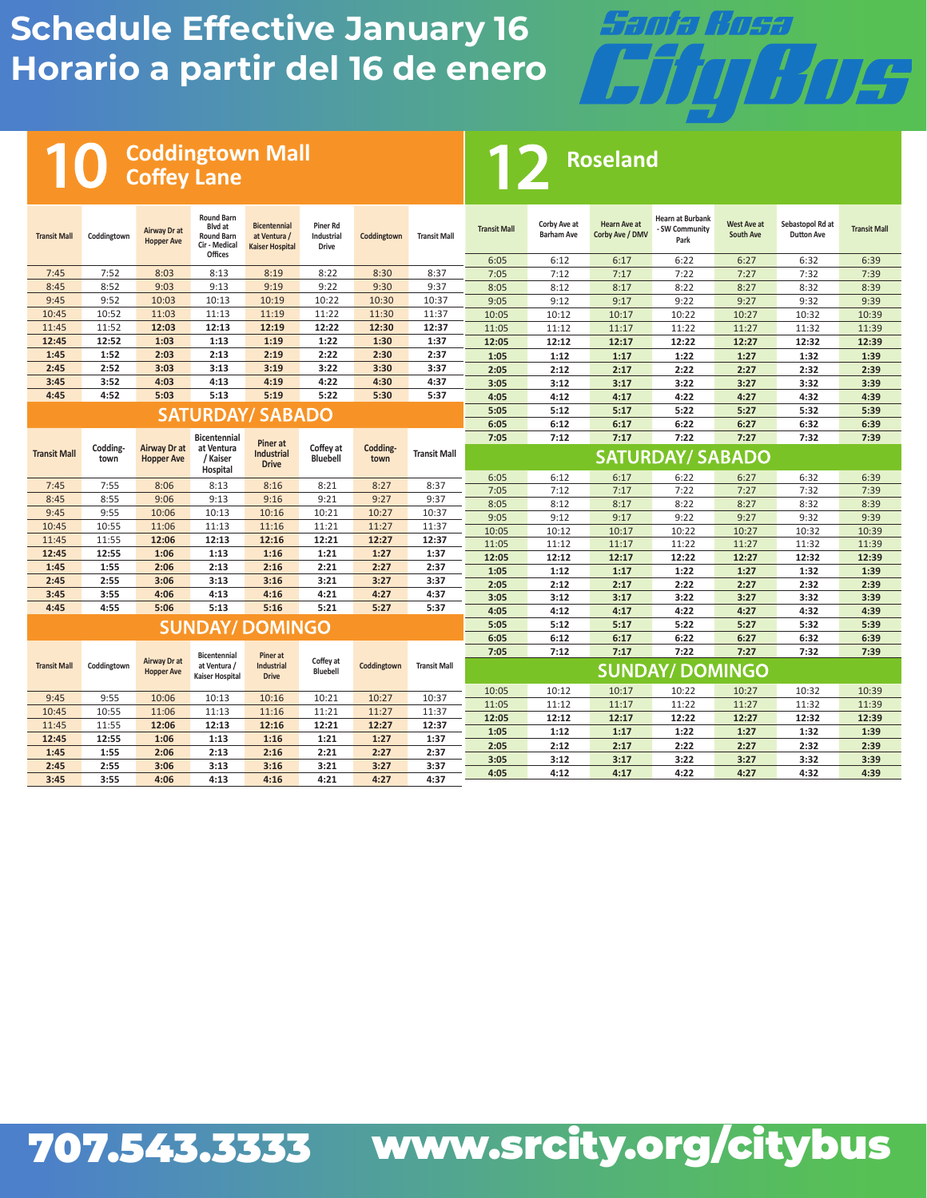# Schedule Effective January 16
# Horario a partir del 16 de enero

Santa Rosa CityBus

## 10 Coddingtown Mall Coffey Lane

| Transit Mall | Coddingtown | Airway Dr at Hopper Ave | Round Barn Blvd at Round Barn Cir - Medical Offices | Bicentennial at Ventura / Kaiser Hospital | Piner Rd Industrial Drive | Coddingtown | Transit Mall |
|---|---|---|---|---|---|---|---|
| 7:45 | 7:52 | 8:03 | 8:13 | 8:19 | 8:22 | 8:30 | 8:37 |
| 8:45 | 8:52 | 9:03 | 9:13 | 9:19 | 9:22 | 9:30 | 9:37 |
| 9:45 | 9:52 | 10:03 | 10:13 | 10:19 | 10:22 | 10:30 | 10:37 |
| 10:45 | 10:52 | 11:03 | 11:13 | 11:19 | 11:22 | 11:30 | 11:37 |
| 11:45 | 11:52 | **12:03** | **12:13** | **12:19** | **12:22** | **12:30** | **12:37** |
| **12:45** | **12:52** | **1:03** | **1:13** | **1:19** | **1:22** | **1:30** | **1:37** |
| **1:45** | **1:52** | **2:03** | **2:13** | **2:19** | **2:22** | **2:30** | **2:37** |
| **2:45** | **2:52** | **3:03** | **3:13** | **3:19** | **3:22** | **3:30** | **3:37** |
| **3:45** | **3:52** | **4:03** | **4:13** | **4:19** | **4:22** | **4:30** | **4:37** |
| **4:45** | **4:52** | **5:03** | **5:13** | **5:19** | **5:22** | **5:30** | **5:37** |

### SATURDAY/ SABADO

| Transit Mall | Coddingtown | Airway Dr at Hopper Ave | Bicentennial at Ventura / Kaiser Hospital | Piner at Industrial Drive | Coffey at Bluebell | Coddingtown | Transit Mall |
|---|---|---|---|---|---|---|---|
| 7:45 | 7:55 | 8:06 | 8:13 | 8:16 | 8:21 | 8:27 | 8:37 |
| 8:45 | 8:55 | 9:06 | 9:13 | 9:16 | 9:21 | 9:27 | 9:37 |
| 9:45 | 9:55 | 10:06 | 10:13 | 10:16 | 10:21 | 10:27 | 10:37 |
| 10:45 | 10:55 | 11:06 | 11:13 | 11:16 | 11:21 | 11:27 | 11:37 |
| 11:45 | 11:55 | **12:06** | **12:13** | **12:16** | **12:21** | **12:27** | **12:37** |
| **12:45** | **12:55** | **1:06** | **1:13** | **1:16** | **1:21** | **1:27** | **1:37** |
| **1:45** | **1:55** | **2:06** | **2:13** | **2:16** | **2:21** | **2:27** | **2:37** |
| **2:45** | **2:55** | **3:06** | **3:13** | **3:16** | **3:21** | **3:27** | **3:37** |
| **3:45** | **3:55** | **4:06** | **4:13** | **4:16** | **4:21** | **4:27** | **4:37** |
| **4:45** | **4:55** | **5:06** | **5:13** | **5:16** | **5:21** | **5:27** | **5:37** |

### SUNDAY/ DOMINGO

| Transit Mall | Coddingtown | Airway Dr at Hopper Ave | Bicentennial at Ventura / Kaiser Hospital | Piner at Industrial Drive | Coffey at Bluebell | Coddingtown | Transit Mall |
|---|---|---|---|---|---|---|---|
| 9:45 | 9:55 | 10:06 | 10:13 | 10:16 | 10:21 | 10:27 | 10:37 |
| 10:45 | 10:55 | 11:06 | 11:13 | 11:16 | 11:21 | 11:27 | 11:37 |
| 11:45 | 11:55 | **12:06** | **12:13** | **12:16** | **12:21** | **12:27** | **12:37** |
| **12:45** | **12:55** | **1:06** | **1:13** | **1:16** | **1:21** | **1:27** | **1:37** |
| **1:45** | **1:55** | **2:06** | **2:13** | **2:16** | **2:21** | **2:27** | **2:37** |
| **2:45** | **2:55** | **3:06** | **3:13** | **3:16** | **3:21** | **3:27** | **3:37** |
| **3:45** | **3:55** | **4:06** | **4:13** | **4:16** | **4:21** | **4:27** | **4:37** |

## 12 Roseland

| Transit Mall | Corby Ave at Barham Ave | Hearn Ave at Corby Ave / DMV | Hearn at Burbank - SW Community Park | West Ave at South Ave | Sebastopol Rd at Dutton Ave | Transit Mall |
|---|---|---|---|---|---|---|
| 6:05 | 6:12 | 6:17 | 6:22 | 6:27 | 6:32 | 6:39 |
| 7:05 | 7:12 | 7:17 | 7:22 | 7:27 | 7:32 | 7:39 |
| 8:05 | 8:12 | 8:17 | 8:22 | 8:27 | 8:32 | 8:39 |
| 9:05 | 9:12 | 9:17 | 9:22 | 9:27 | 9:32 | 9:39 |
| 10:05 | 10:12 | 10:17 | 10:22 | 10:27 | 10:32 | 10:39 |
| 11:05 | 11:12 | 11:17 | 11:22 | 11:27 | 11:32 | 11:39 |
| **12:05** | **12:12** | **12:17** | **12:22** | **12:27** | **12:32** | **12:39** |
| **1:05** | **1:12** | **1:17** | **1:22** | **1:27** | **1:32** | **1:39** |
| **2:05** | **2:12** | **2:17** | **2:22** | **2:27** | **2:32** | **2:39** |
| **3:05** | **3:12** | **3:17** | **3:22** | **3:27** | **3:32** | **3:39** |
| **4:05** | **4:12** | **4:17** | **4:22** | **4:27** | **4:32** | **4:39** |
| **5:05** | **5:12** | **5:17** | **5:22** | **5:27** | **5:32** | **5:39** |
| **6:05** | **6:12** | **6:17** | **6:22** | **6:27** | **6:32** | **6:39** |
| **7:05** | **7:12** | **7:17** | **7:22** | **7:27** | **7:32** | **7:39** |

### SATURDAY/ SABADO

| Transit Mall | Corby Ave at Barham Ave | Hearn Ave at Corby Ave / DMV | Hearn at Burbank - SW Community Park | West Ave at South Ave | Sebastopol Rd at Dutton Ave | Transit Mall |
|---|---|---|---|---|---|---|
| 6:05 | 6:12 | 6:17 | 6:22 | 6:27 | 6:32 | 6:39 |
| 7:05 | 7:12 | 7:17 | 7:22 | 7:27 | 7:32 | 7:39 |
| 8:05 | 8:12 | 8:17 | 8:22 | 8:27 | 8:32 | 8:39 |
| 9:05 | 9:12 | 9:17 | 9:22 | 9:27 | 9:32 | 9:39 |
| 10:05 | 10:12 | 10:17 | 10:22 | 10:27 | 10:32 | 10:39 |
| 11:05 | 11:12 | 11:17 | 11:22 | 11:27 | 11:32 | 11:39 |
| **12:05** | **12:12** | **12:17** | **12:22** | **12:27** | **12:32** | **12:39** |
| **1:05** | **1:12** | **1:17** | **1:22** | **1:27** | **1:32** | **1:39** |
| **2:05** | **2:12** | **2:17** | **2:22** | **2:27** | **2:32** | **2:39** |
| **3:05** | **3:12** | **3:17** | **3:22** | **3:27** | **3:32** | **3:39** |
| **4:05** | **4:12** | **4:17** | **4:22** | **4:27** | **4:32** | **4:39** |
| **5:05** | **5:12** | **5:17** | **5:22** | **5:27** | **5:32** | **5:39** |
| **6:05** | **6:12** | **6:17** | **6:22** | **6:27** | **6:32** | **6:39** |
| **7:05** | **7:12** | **7:17** | **7:22** | **7:27** | **7:32** | **7:39** |

### SUNDAY/ DOMINGO

| Transit Mall | Corby Ave at Barham Ave | Hearn Ave at Corby Ave / DMV | Hearn at Burbank - SW Community Park | West Ave at South Ave | Sebastopol Rd at Dutton Ave | Transit Mall |
|---|---|---|---|---|---|---|
| 10:05 | 10:12 | 10:17 | 10:22 | 10:27 | 10:32 | 10:39 |
| 11:05 | 11:12 | 11:17 | 11:22 | 11:27 | 11:32 | 11:39 |
| **12:05** | **12:12** | **12:17** | **12:22** | **12:27** | **12:32** | **12:39** |
| **1:05** | **1:12** | **1:17** | **1:22** | **1:27** | **1:32** | **1:39** |
| **2:05** | **2:12** | **2:17** | **2:22** | **2:27** | **2:32** | **2:39** |
| **3:05** | **3:12** | **3:17** | **3:22** | **3:27** | **3:32** | **3:39** |
| **4:05** | **4:12** | **4:17** | **4:22** | **4:27** | **4:32** | **4:39** |

**707.543.3333 www.srcity.org/citybus**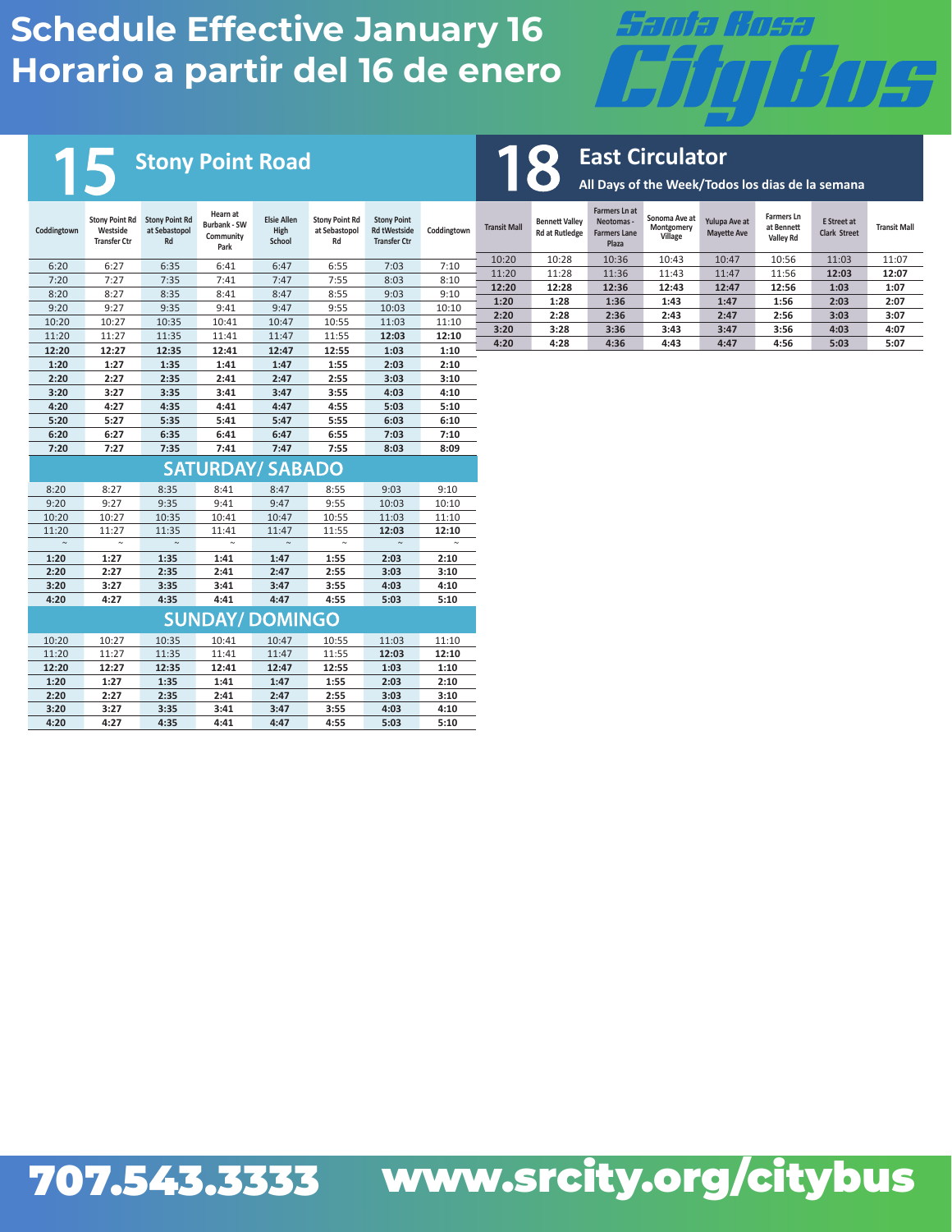# Schedule Effective January 16
# Horario a partir del 16 de enero

Santa Rosa CityBus

## 15 Stony Point Road

| Coddingtown | Stony Point Rd Westside Transfer Ctr | Stony Point Rd at Sebastopol Rd | Hearn at Burbank - SW Community Park | Elsie Allen High School | Stony Point Rd at Sebastopol Rd | Stony Point Rd tWestside Transfer Ctr | Coddingtown |
|---|---|---|---|---|---|---|---|
| 6:20 | 6:27 | 6:35 | 6:41 | 6:47 | 6:55 | 7:03 | 7:10 |
| 7:20 | 7:27 | 7:35 | 7:41 | 7:47 | 7:55 | 8:03 | 8:10 |
| 8:20 | 8:27 | 8:35 | 8:41 | 8:47 | 8:55 | 9:03 | 9:10 |
| 9:20 | 9:27 | 9:35 | 9:41 | 9:47 | 9:55 | 10:03 | 10:10 |
| 10:20 | 10:27 | 10:35 | 10:41 | 10:47 | 10:55 | 11:03 | 11:10 |
| 11:20 | 11:27 | 11:35 | 11:41 | 11:47 | 11:55 | **12:03** | **12:10** |
| **12:20** | **12:27** | **12:35** | **12:41** | **12:47** | **12:55** | **1:03** | **1:10** |
| **1:20** | **1:27** | **1:35** | **1:41** | **1:47** | **1:55** | **2:03** | **2:10** |
| **2:20** | **2:27** | **2:35** | **2:41** | **2:47** | **2:55** | **3:03** | **3:10** |
| **3:20** | **3:27** | **3:35** | **3:41** | **3:47** | **3:55** | **4:03** | **4:10** |
| **4:20** | **4:27** | **4:35** | **4:41** | **4:47** | **4:55** | **5:03** | **5:10** |
| **5:20** | **5:27** | **5:35** | **5:41** | **5:47** | **5:55** | **6:03** | **6:10** |
| **6:20** | **6:27** | **6:35** | **6:41** | **6:47** | **6:55** | **7:03** | **7:10** |
| **7:20** | **7:27** | **7:35** | **7:41** | **7:47** | **7:55** | **8:03** | **8:09** |

### SATURDAY/ SABADO

| Coddingtown | Stony Point Rd Westside Transfer Ctr | Stony Point Rd at Sebastopol Rd | Hearn at Burbank - SW Community Park | Elsie Allen High School | Stony Point Rd at Sebastopol Rd | Stony Point Rd tWestside Transfer Ctr | Coddingtown |
|---|---|---|---|---|---|---|---|
| 8:20 | 8:27 | 8:35 | 8:41 | 8:47 | 8:55 | 9:03 | 9:10 |
| 9:20 | 9:27 | 9:35 | 9:41 | 9:47 | 9:55 | 10:03 | 10:10 |
| 10:20 | 10:27 | 10:35 | 10:41 | 10:47 | 10:55 | 11:03 | 11:10 |
| 11:20 | 11:27 | 11:35 | 11:41 | 11:47 | 11:55 | **12:03** | **12:10** |
| ~ | ~ | ~ | ~ | ~ | ~ | ~ | ~ |
| **1:20** | **1:27** | **1:35** | **1:41** | **1:47** | **1:55** | **2:03** | **2:10** |
| **2:20** | **2:27** | **2:35** | **2:41** | **2:47** | **2:55** | **3:03** | **3:10** |
| **3:20** | **3:27** | **3:35** | **3:41** | **3:47** | **3:55** | **4:03** | **4:10** |
| **4:20** | **4:27** | **4:35** | **4:41** | **4:47** | **4:55** | **5:03** | **5:10** |

### SUNDAY/ DOMINGO

| Coddingtown | Stony Point Rd Westside Transfer Ctr | Stony Point Rd at Sebastopol Rd | Hearn at Burbank - SW Community Park | Elsie Allen High School | Stony Point Rd at Sebastopol Rd | Stony Point Rd tWestside Transfer Ctr | Coddingtown |
|---|---|---|---|---|---|---|---|
| 10:20 | 10:27 | 10:35 | 10:41 | 10:47 | 10:55 | 11:03 | 11:10 |
| 11:20 | 11:27 | 11:35 | 11:41 | 11:47 | 11:55 | **12:03** | **12:10** |
| **12:20** | **12:27** | **12:35** | **12:41** | **12:47** | **12:55** | **1:03** | **1:10** |
| **1:20** | **1:27** | **1:35** | **1:41** | **1:47** | **1:55** | **2:03** | **2:10** |
| **2:20** | **2:27** | **2:35** | **2:41** | **2:47** | **2:55** | **3:03** | **3:10** |
| **3:20** | **3:27** | **3:35** | **3:41** | **3:47** | **3:55** | **4:03** | **4:10** |
| **4:20** | **4:27** | **4:35** | **4:41** | **4:47** | **4:55** | **5:03** | **5:10** |

## 18 East Circulator

**All Days of the Week/Todos los dias de la semana**

| Transit Mall | Bennett Valley Rd at Rutledge | Farmers Ln at Neotomas - Farmers Lane Plaza | Sonoma Ave at Montgomery Village | Yulupa Ave at Mayette Ave | Farmers Ln at Bennett Valley Rd | E Street at Clark Street | Transit Mall |
|---|---|---|---|---|---|---|---|
| 10:20 | 10:28 | 10:36 | 10:43 | 10:47 | 10:56 | 11:03 | 11:07 |
| 11:20 | 11:28 | 11:36 | 11:43 | 11:47 | 11:56 | **12:03** | **12:07** |
| **12:20** | **12:28** | **12:36** | **12:43** | **12:47** | **12:56** | **1:03** | **1:07** |
| **1:20** | **1:28** | **1:36** | **1:43** | **1:47** | **1:56** | **2:03** | **2:07** |
| **2:20** | **2:28** | **2:36** | **2:43** | **2:47** | **2:56** | **3:03** | **3:07** |
| **3:20** | **3:28** | **3:36** | **3:43** | **3:47** | **3:56** | **4:03** | **4:07** |
| **4:20** | **4:28** | **4:36** | **4:43** | **4:47** | **4:56** | **5:03** | **5:07** |

**707.543.3333 www.srcity.org/citybus**